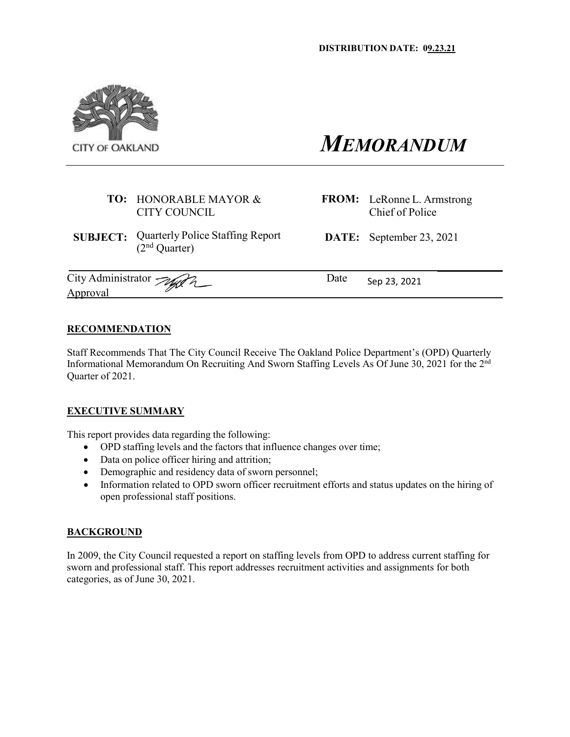DISTRIBUTION DATE: 09.23.21

CITY OF OAKLAND

# *MEMORANDUM*

| | | | |
|---|---|---|---|
| **TO:** | HONORABLE MAYOR & CITY COUNCIL | **FROM:** | LeRonne L. Armstrong Chief of Police |
| **SUBJECT:** | Quarterly Police Staffing Report (2nd Quarter) | **DATE:** | September 23, 2021 |

City Administrator Approval | Date Sep 23, 2021

## RECOMMENDATION

Staff Recommends That The City Council Receive The Oakland Police Department's (OPD) Quarterly Informational Memorandum On Recruiting And Sworn Staffing Levels As Of June 30, 2021 for the 2nd Quarter of 2021.

## EXECUTIVE SUMMARY

This report provides data regarding the following:

- OPD staffing levels and the factors that influence changes over time;
- Data on police officer hiring and attrition;
- Demographic and residency data of sworn personnel;
- Information related to OPD sworn officer recruitment efforts and status updates on the hiring of open professional staff positions.

## BACKGROUND

In 2009, the City Council requested a report on staffing levels from OPD to address current staffing for sworn and professional staff. This report addresses recruitment activities and assignments for both categories, as of June 30, 2021.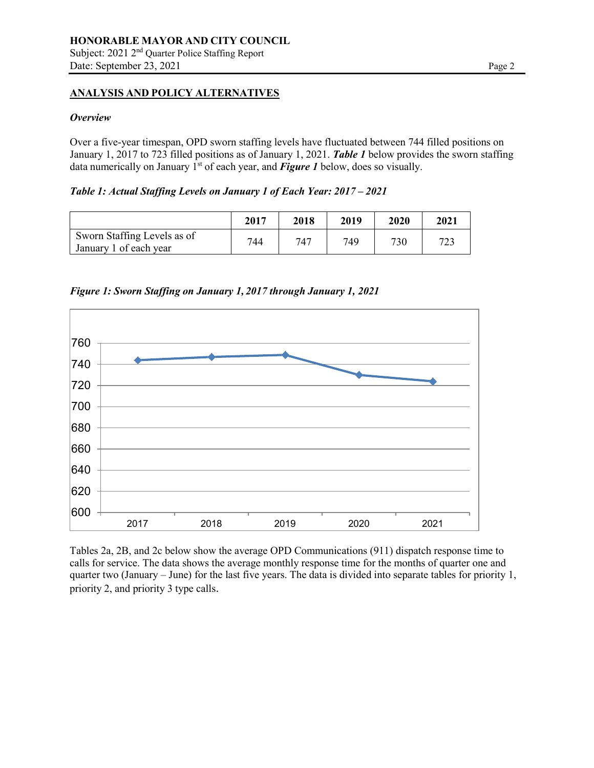## ANALYSIS AND POLICY ALTERNATIVES

***Overview***

Over a five-year timespan, OPD sworn staffing levels have fluctuated between 744 filled positions on January 1, 2017 to 723 filled positions as of January 1, 2021. ***Table 1*** below provides the sworn staffing data numerically on January 1st of each year, and ***Figure 1*** below, does so visually.

***Table 1: Actual Staffing Levels on January 1 of Each Year: 2017 – 2021***

| | 2017 | 2018 | 2019 | 2020 | 2021 |
|---|---|---|---|---|---|
| Sworn Staffing Levels as of January 1 of each year | 744 | 747 | 749 | 730 | 723 |

***Figure 1: Sworn Staffing on January 1, 2017 through January 1, 2021***

Tables 2a, 2B, and 2c below show the average OPD Communications (911) dispatch response time to calls for service. The data shows the average monthly response time for the months of quarter one and quarter two (January – June) for the last five years. The data is divided into separate tables for priority 1, priority 2, and priority 3 type calls.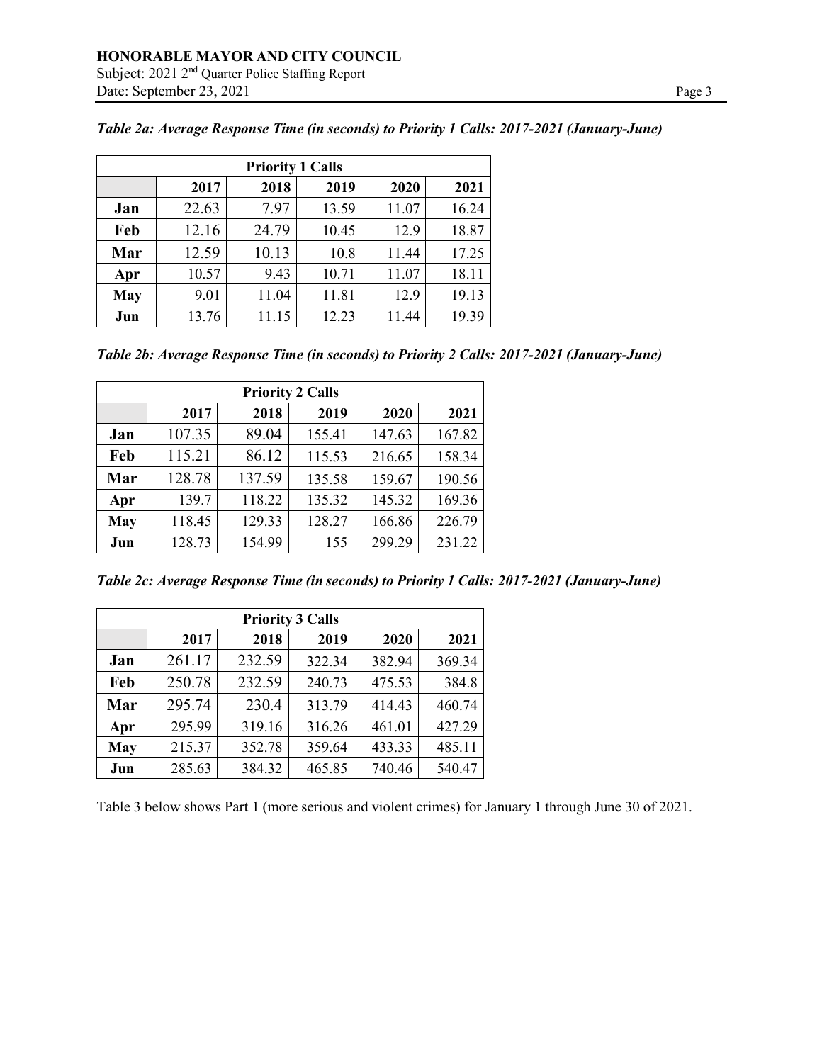*Table 2a: Average Response Time (in seconds) to Priority 1 Calls: 2017-2021 (January-June)*

| Priority 1 Calls | | | | | |
|---|---|---|---|---|---|
| | **2017** | **2018** | **2019** | **2020** | **2021** |
| **Jan** | 22.63 | 7.97 | 13.59 | 11.07 | 16.24 |
| **Feb** | 12.16 | 24.79 | 10.45 | 12.9 | 18.87 |
| **Mar** | 12.59 | 10.13 | 10.8 | 11.44 | 17.25 |
| **Apr** | 10.57 | 9.43 | 10.71 | 11.07 | 18.11 |
| **May** | 9.01 | 11.04 | 11.81 | 12.9 | 19.13 |
| **Jun** | 13.76 | 11.15 | 12.23 | 11.44 | 19.39 |

*Table 2b: Average Response Time (in seconds) to Priority 2 Calls: 2017-2021 (January-June)*

| Priority 2 Calls | | | | | |
|---|---|---|---|---|---|
| | **2017** | **2018** | **2019** | **2020** | **2021** |
| **Jan** | 107.35 | 89.04 | 155.41 | 147.63 | 167.82 |
| **Feb** | 115.21 | 86.12 | 115.53 | 216.65 | 158.34 |
| **Mar** | 128.78 | 137.59 | 135.58 | 159.67 | 190.56 |
| **Apr** | 139.7 | 118.22 | 135.32 | 145.32 | 169.36 |
| **May** | 118.45 | 129.33 | 128.27 | 166.86 | 226.79 |
| **Jun** | 128.73 | 154.99 | 155 | 299.29 | 231.22 |

*Table 2c: Average Response Time (in seconds) to Priority 1 Calls: 2017-2021 (January-June)*

| Priority 3 Calls | | | | | |
|---|---|---|---|---|---|
| | **2017** | **2018** | **2019** | **2020** | **2021** |
| **Jan** | 261.17 | 232.59 | 322.34 | 382.94 | 369.34 |
| **Feb** | 250.78 | 232.59 | 240.73 | 475.53 | 384.8 |
| **Mar** | 295.74 | 230.4 | 313.79 | 414.43 | 460.74 |
| **Apr** | 295.99 | 319.16 | 316.26 | 461.01 | 427.29 |
| **May** | 215.37 | 352.78 | 359.64 | 433.33 | 485.11 |
| **Jun** | 285.63 | 384.32 | 465.85 | 740.46 | 540.47 |

Table 3 below shows Part 1 (more serious and violent crimes) for January 1 through June 30 of 2021.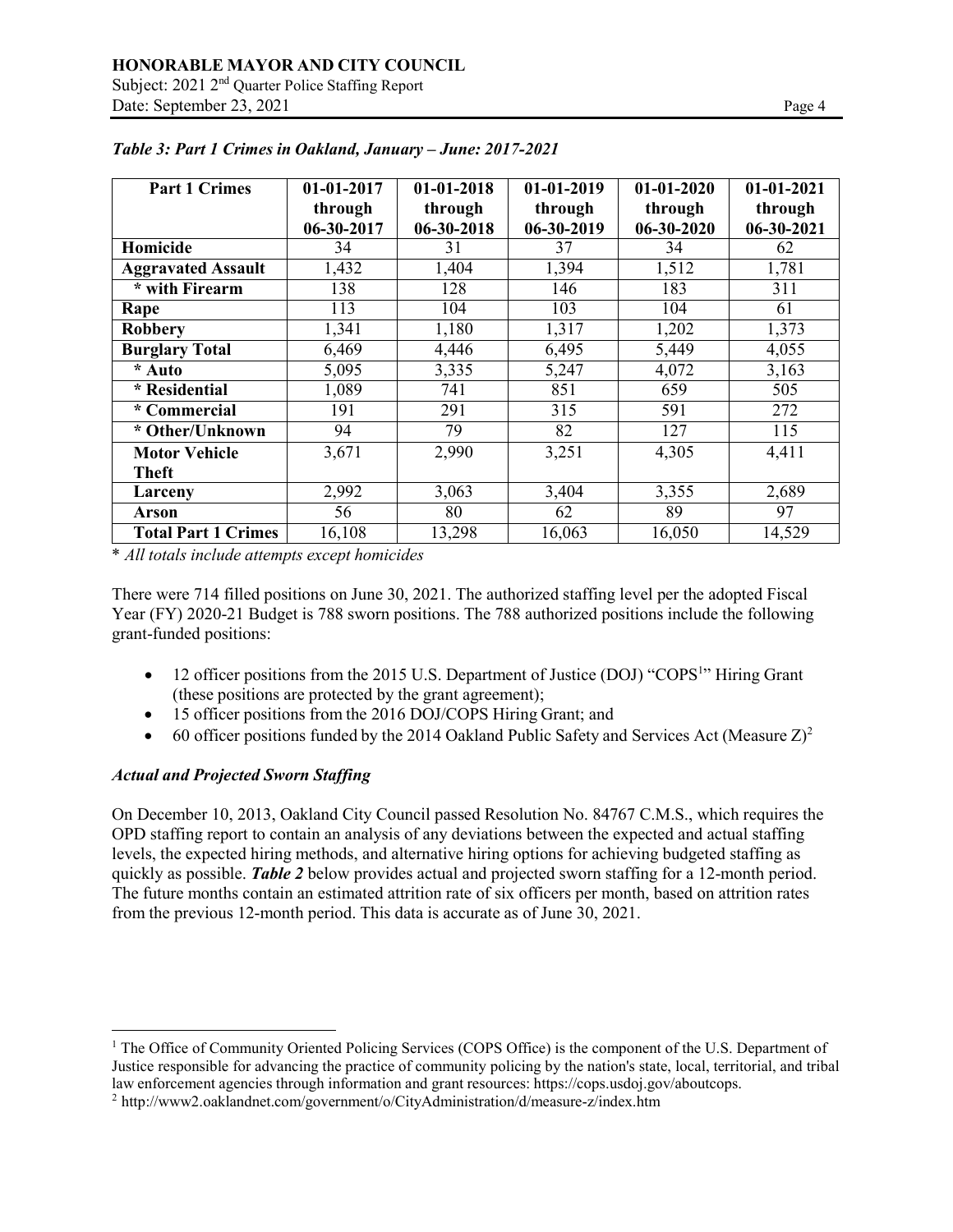*Table 3: Part 1 Crimes in Oakland, January – June: 2017-2021*

| Part 1 Crimes | 01-01-2017 through 06-30-2017 | 01-01-2018 through 06-30-2018 | 01-01-2019 through 06-30-2019 | 01-01-2020 through 06-30-2020 | 01-01-2021 through 06-30-2021 |
|---|---|---|---|---|---|
| **Homicide** | 34 | 31 | 37 | 34 | 62 |
| **Aggravated Assault** | 1,432 | 1,404 | 1,394 | 1,512 | 1,781 |
| **\* with Firearm** | 138 | 128 | 146 | 183 | 311 |
| **Rape** | 113 | 104 | 103 | 104 | 61 |
| **Robbery** | 1,341 | 1,180 | 1,317 | 1,202 | 1,373 |
| **Burglary Total** | 6,469 | 4,446 | 6,495 | 5,449 | 4,055 |
| **\* Auto** | 5,095 | 3,335 | 5,247 | 4,072 | 3,163 |
| **\* Residential** | 1,089 | 741 | 851 | 659 | 505 |
| **\* Commercial** | 191 | 291 | 315 | 591 | 272 |
| **\* Other/Unknown** | 94 | 79 | 82 | 127 | 115 |
| **Motor Vehicle Theft** | 3,671 | 2,990 | 3,251 | 4,305 | 4,411 |
| **Larceny** | 2,992 | 3,063 | 3,404 | 3,355 | 2,689 |
| **Arson** | 56 | 80 | 62 | 89 | 97 |
| **Total Part 1 Crimes** | 16,108 | 13,298 | 16,063 | 16,050 | 14,529 |

\* *All totals include attempts except homicides*

There were 714 filled positions on June 30, 2021. The authorized staffing level per the adopted Fiscal Year (FY) 2020-21 Budget is 788 sworn positions. The 788 authorized positions include the following grant-funded positions:

- 12 officer positions from the 2015 U.S. Department of Justice (DOJ) "COPS[1]" Hiring Grant (these positions are protected by the grant agreement);
- 15 officer positions from the 2016 DOJ/COPS Hiring Grant; and
- 60 officer positions funded by the 2014 Oakland Public Safety and Services Act (Measure Z)[2]

### *Actual and Projected Sworn Staffing*

On December 10, 2013, Oakland City Council passed Resolution No. 84767 C.M.S., which requires the OPD staffing report to contain an analysis of any deviations between the expected and actual staffing levels, the expected hiring methods, and alternative hiring options for achieving budgeted staffing as quickly as possible. ***Table 2*** below provides actual and projected sworn staffing for a 12-month period. The future months contain an estimated attrition rate of six officers per month, based on attrition rates from the previous 12-month period. This data is accurate as of June 30, 2021.

---

[1] The Office of Community Oriented Policing Services (COPS Office) is the component of the U.S. Department of Justice responsible for advancing the practice of community policing by the nation's state, local, territorial, and tribal law enforcement agencies through information and grant resources: https://cops.usdoj.gov/aboutcops.

[2] http://www2.oaklandnet.com/government/o/CityAdministration/d/measure-z/index.htm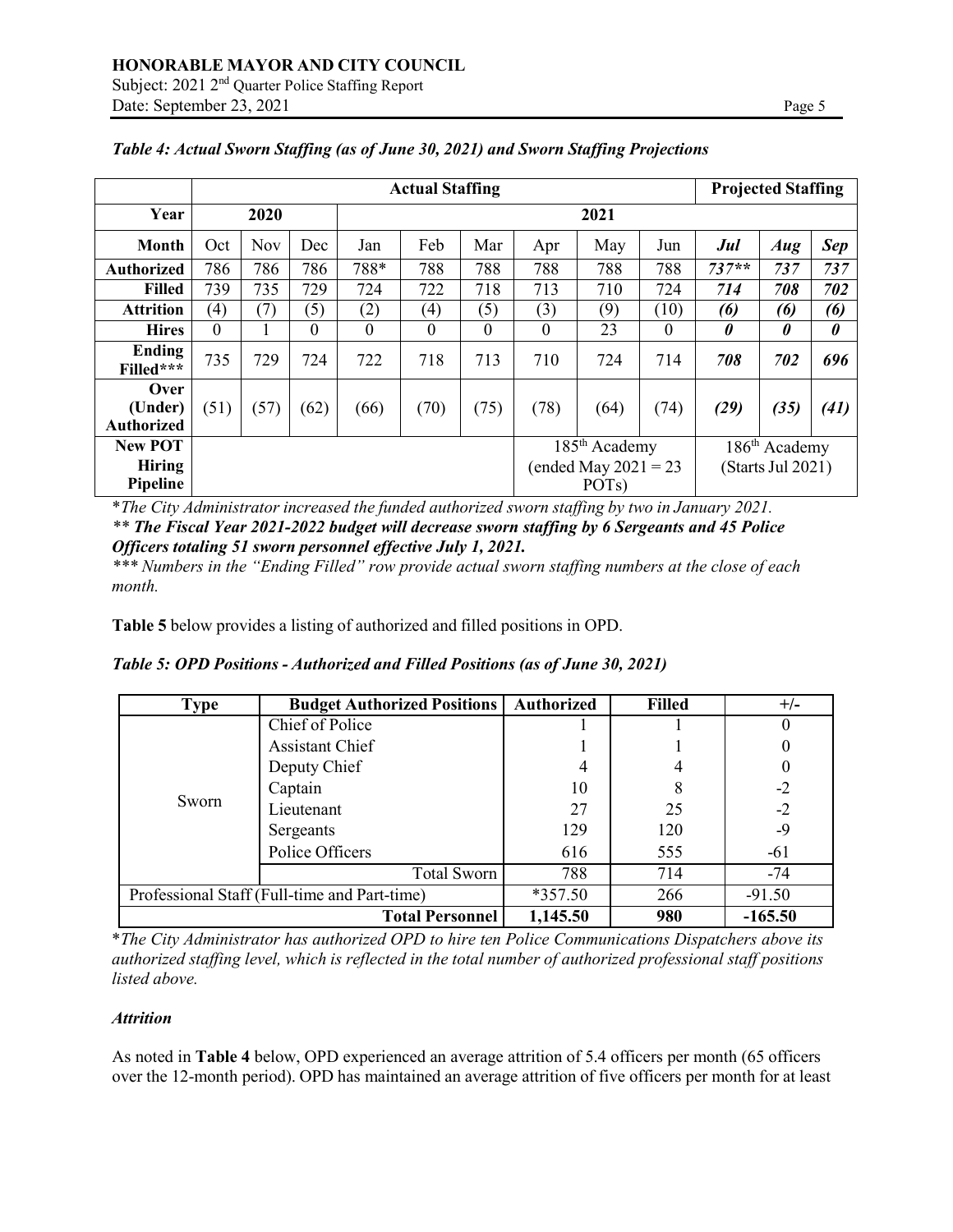*Table 4: Actual Sworn Staffing (as of June 30, 2021) and Sworn Staffing Projections*

| | Actual Staffing | | | | | | | | | Projected Staffing | | |
|---|---|---|---|---|---|---|---|---|---|---|---|---|
| **Year** | 2020 | | | 2021 | | | | | | | | |
| **Month** | Oct | Nov | Dec | Jan | Feb | Mar | Apr | May | Jun | ***Jul*** | ***Aug*** | ***Sep*** |
| **Authorized** | 786 | 786 | 786 | 788* | 788 | 788 | 788 | 788 | 788 | *737*** | *737* | *737* |
| **Filled** | 739 | 735 | 729 | 724 | 722 | 718 | 713 | 710 | 724 | ***714*** | ***708*** | ***702*** |
| **Attrition** | (4) | (7) | (5) | (2) | (4) | (5) | (3) | (9) | (10) | ***(6)*** | ***(6)*** | ***(6)*** |
| **Hires** | 0 | 1 | 0 | 0 | 0 | 0 | 0 | 23 | 0 | ***0*** | ***0*** | ***0*** |
| **Ending Filled***** | 735 | 729 | 724 | 722 | 718 | 713 | 710 | 724 | 714 | ***708*** | ***702*** | ***696*** |
| **Over (Under) Authorized** | (51) | (57) | (62) | (66) | (70) | (75) | (78) | (64) | (74) | ***(29)*** | ***(35)*** | ***(41)*** |
| **New POT Hiring Pipeline** | | | | | | | 185th Academy (ended May 2021 = 23 POTs) | | | 186th Academy (Starts Jul 2021) | | |

**The City Administrator increased the funded authorized sworn staffing by two in January 2021.*

*** ***The Fiscal Year 2021-2022 budget will decrease sworn staffing by 6 Sergeants and 45 Police Officers totaling 51 sworn personnel effective July 1, 2021.***

**** Numbers in the "Ending Filled" row provide actual sworn staffing numbers at the close of each month.*

**Table 5** below provides a listing of authorized and filled positions in OPD.

*Table 5: OPD Positions - Authorized and Filled Positions (as of June 30, 2021)*

| Type | Budget Authorized Positions | Authorized | Filled | +/- |
|---|---|---|---|---|
| Sworn | Chief of Police | 1 | 1 | 0 |
| | Assistant Chief | 1 | 1 | 0 |
| | Deputy Chief | 4 | 4 | 0 |
| | Captain | 10 | 8 | -2 |
| | Lieutenant | 27 | 25 | -2 |
| | Sergeants | 129 | 120 | -9 |
| | Police Officers | 616 | 555 | -61 |
| | Total Sworn | 788 | 714 | -74 |
| Professional Staff (Full-time and Part-time) | | *357.50 | 266 | -91.50 |
| | **Total Personnel** | **1,145.50** | **980** | **-165.50** |

**The City Administrator has authorized OPD to hire ten Police Communications Dispatchers above its authorized staffing level, which is reflected in the total number of authorized professional staff positions listed above.*

***Attrition***

As noted in **Table 4** below, OPD experienced an average attrition of 5.4 officers per month (65 officers over the 12-month period). OPD has maintained an average attrition of five officers per month for at least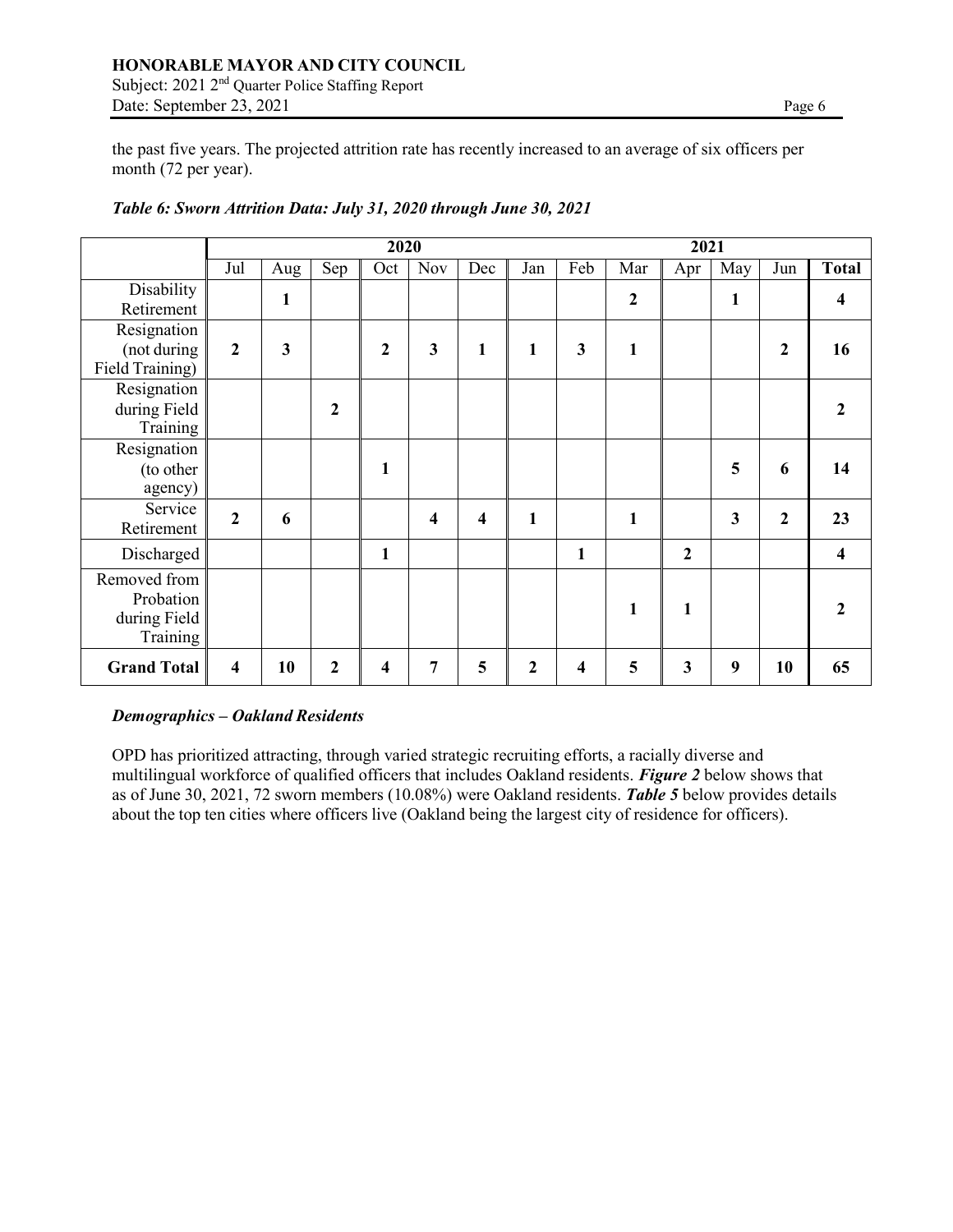the past five years. The projected attrition rate has recently increased to an average of six officers per month (72 per year).

***Table 6: Sworn Attrition Data: July 31, 2020 through June 30, 2021***

| | 2020 | | | | | | 2021 | | | | | | |
|---|---|---|---|---|---|---|---|---|---|---|---|---|---|
| | Jul | Aug | Sep | Oct | Nov | Dec | Jan | Feb | Mar | Apr | May | Jun | **Total** |
| Disability Retirement | | **1** | | | | | | | **2** | | **1** | | **4** |
| Resignation (not during Field Training) | **2** | **3** | | **2** | **3** | **1** | **1** | **3** | **1** | | | **2** | **16** |
| Resignation during Field Training | | | **2** | | | | | | | | | | **2** |
| Resignation (to other agency) | | | | **1** | | | | | | | **5** | **6** | **14** |
| Service Retirement | **2** | **6** | | | **4** | **4** | **1** | | **1** | | **3** | **2** | **23** |
| Discharged | | | | **1** | | | | **1** | | **2** | | | **4** |
| Removed from Probation during Field Training | | | | | | | | | **1** | **1** | | | **2** |
| **Grand Total** | **4** | **10** | **2** | **4** | **7** | **5** | **2** | **4** | **5** | **3** | **9** | **10** | **65** |

### *Demographics – Oakland Residents*

OPD has prioritized attracting, through varied strategic recruiting efforts, a racially diverse and multilingual workforce of qualified officers that includes Oakland residents. ***Figure 2*** below shows that as of June 30, 2021, 72 sworn members (10.08%) were Oakland residents. ***Table 5*** below provides details about the top ten cities where officers live (Oakland being the largest city of residence for officers).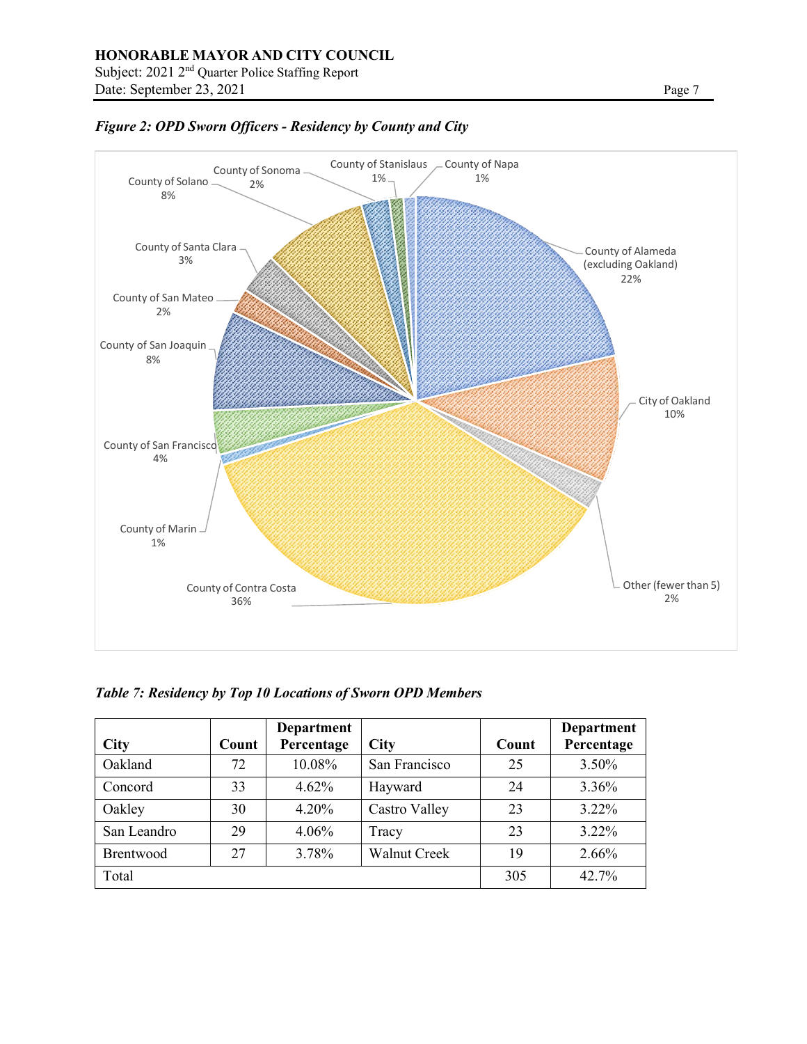*Figure 2: OPD Sworn Officers - Residency by County and City*

County of Sonoma 2%
County of Stanislaus 1%
County of Napa 1%
County of Solano 8%
County of Alameda (excluding Oakland) 22%
County of Santa Clara 3%
County of San Mateo 2%
County of San Joaquin 8%
City of Oakland 10%
County of San Francisco 4%
County of Marin 1%
Other (fewer than 5) 2%
County of Contra Costa 36%

*Table 7: Residency by Top 10 Locations of Sworn OPD Members*

| City | Count | Department Percentage | City | Count | Department Percentage |
|---|---|---|---|---|---|
| Oakland | 72 | 10.08% | San Francisco | 25 | 3.50% |
| Concord | 33 | 4.62% | Hayward | 24 | 3.36% |
| Oakley | 30 | 4.20% | Castro Valley | 23 | 3.22% |
| San Leandro | 29 | 4.06% | Tracy | 23 | 3.22% |
| Brentwood | 27 | 3.78% | Walnut Creek | 19 | 2.66% |
| Total | | | | 305 | 42.7% |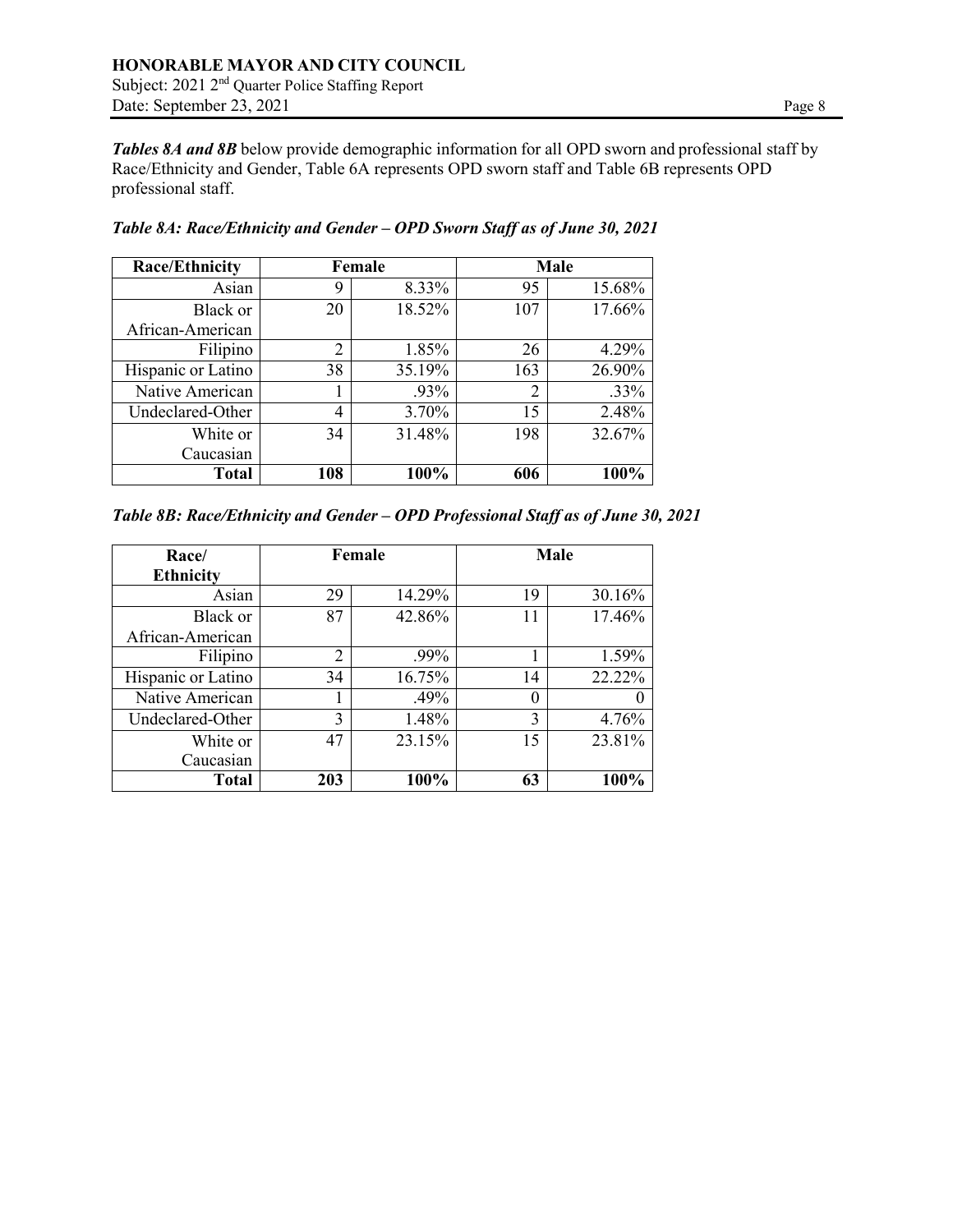***Tables 8A and 8B*** below provide demographic information for all OPD sworn and professional staff by Race/Ethnicity and Gender, Table 6A represents OPD sworn staff and Table 6B represents OPD professional staff.

***Table 8A: Race/Ethnicity and Gender – OPD Sworn Staff as of June 30, 2021***

| Race/Ethnicity | Female | | Male | |
|---|---|---|---|---|
| Asian | 9 | 8.33% | 95 | 15.68% |
| Black or African-American | 20 | 18.52% | 107 | 17.66% |
| Filipino | 2 | 1.85% | 26 | 4.29% |
| Hispanic or Latino | 38 | 35.19% | 163 | 26.90% |
| Native American | 1 | .93% | 2 | .33% |
| Undeclared-Other | 4 | 3.70% | 15 | 2.48% |
| White or Caucasian | 34 | 31.48% | 198 | 32.67% |
| **Total** | **108** | **100%** | **606** | **100%** |

***Table 8B: Race/Ethnicity and Gender – OPD Professional Staff as of June 30, 2021***

| Race/ Ethnicity | Female | | Male | |
|---|---|---|---|---|
| Asian | 29 | 14.29% | 19 | 30.16% |
| Black or African-American | 87 | 42.86% | 11 | 17.46% |
| Filipino | 2 | .99% | 1 | 1.59% |
| Hispanic or Latino | 34 | 16.75% | 14 | 22.22% |
| Native American | 1 | .49% | 0 | 0 |
| Undeclared-Other | 3 | 1.48% | 3 | 4.76% |
| White or Caucasian | 47 | 23.15% | 15 | 23.81% |
| **Total** | **203** | **100%** | **63** | **100%** |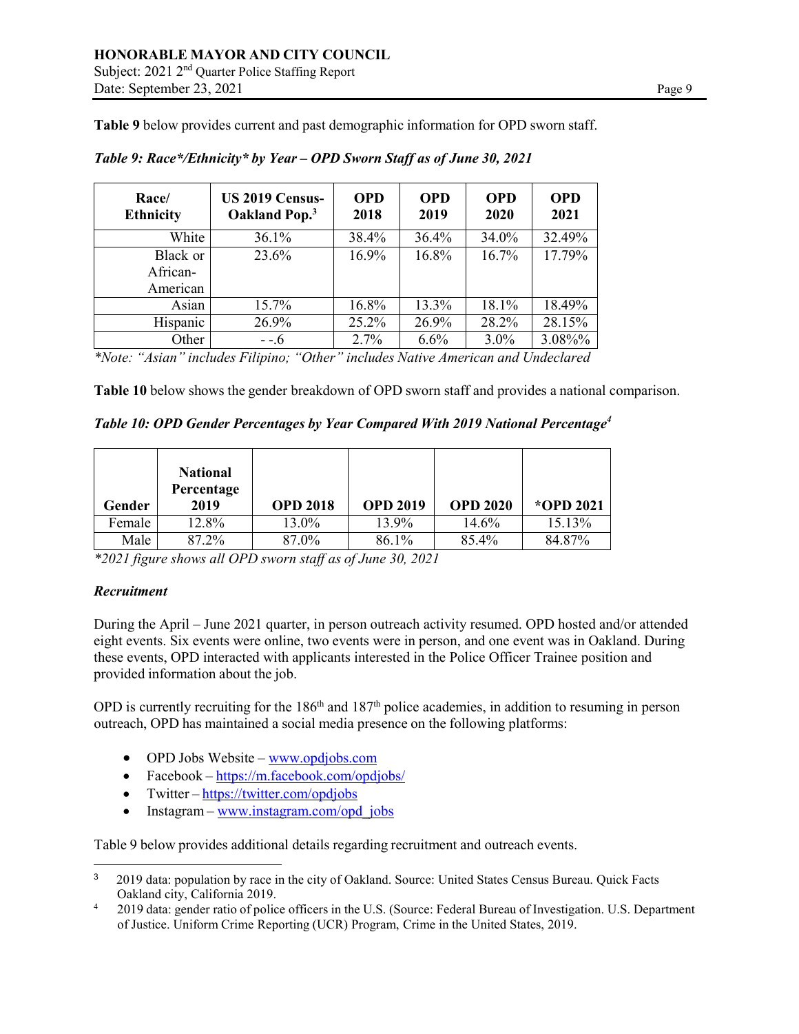**Table 9** below provides current and past demographic information for OPD sworn staff.

*Table 9: Race*/Ethnicity* by Year – OPD Sworn Staff as of June 30, 2021*

| Race/ Ethnicity | US 2019 Census-Oakland Pop.[3] | OPD 2018 | OPD 2019 | OPD 2020 | OPD 2021 |
|---|---|---|---|---|---|
| White | 36.1% | 38.4% | 36.4% | 34.0% | 32.49% |
| Black or African-American | 23.6% | 16.9% | 16.8% | 16.7% | 17.79% |
| Asian | 15.7% | 16.8% | 13.3% | 18.1% | 18.49% |
| Hispanic | 26.9% | 25.2% | 26.9% | 28.2% | 28.15% |
| Other | - -.6 | 2.7% | 6.6% | 3.0% | 3.08%% |

*\*Note: "Asian" includes Filipino; "Other" includes Native American and Undeclared*

**Table 10** below shows the gender breakdown of OPD sworn staff and provides a national comparison.

*Table 10: OPD Gender Percentages by Year Compared With 2019 National Percentage[4]*

| Gender | National Percentage 2019 | OPD 2018 | OPD 2019 | OPD 2020 | *OPD 2021 |
|---|---|---|---|---|---|
| Female | 12.8% | 13.0% | 13.9% | 14.6% | 15.13% |
| Male | 87.2% | 87.0% | 86.1% | 85.4% | 84.87% |

*\*2021 figure shows all OPD sworn staff as of June 30, 2021*

***Recruitment***

During the April – June 2021 quarter, in person outreach activity resumed. OPD hosted and/or attended eight events. Six events were online, two events were in person, and one event was in Oakland. During these events, OPD interacted with applicants interested in the Police Officer Trainee position and provided information about the job.

OPD is currently recruiting for the 186th and 187th police academies, in addition to resuming in person outreach, OPD has maintained a social media presence on the following platforms:

- OPD Jobs Website – www.opdjobs.com
- Facebook – https://m.facebook.com/opdjobs/
- Twitter – https://twitter.com/opdjobs
- Instagram – www.instagram.com/opd_jobs

Table 9 below provides additional details regarding recruitment and outreach events.

[3] 2019 data: population by race in the city of Oakland. Source: United States Census Bureau. Quick Facts Oakland city, California 2019.

[4] 2019 data: gender ratio of police officers in the U.S. (Source: Federal Bureau of Investigation. U.S. Department of Justice. Uniform Crime Reporting (UCR) Program, Crime in the United States, 2019.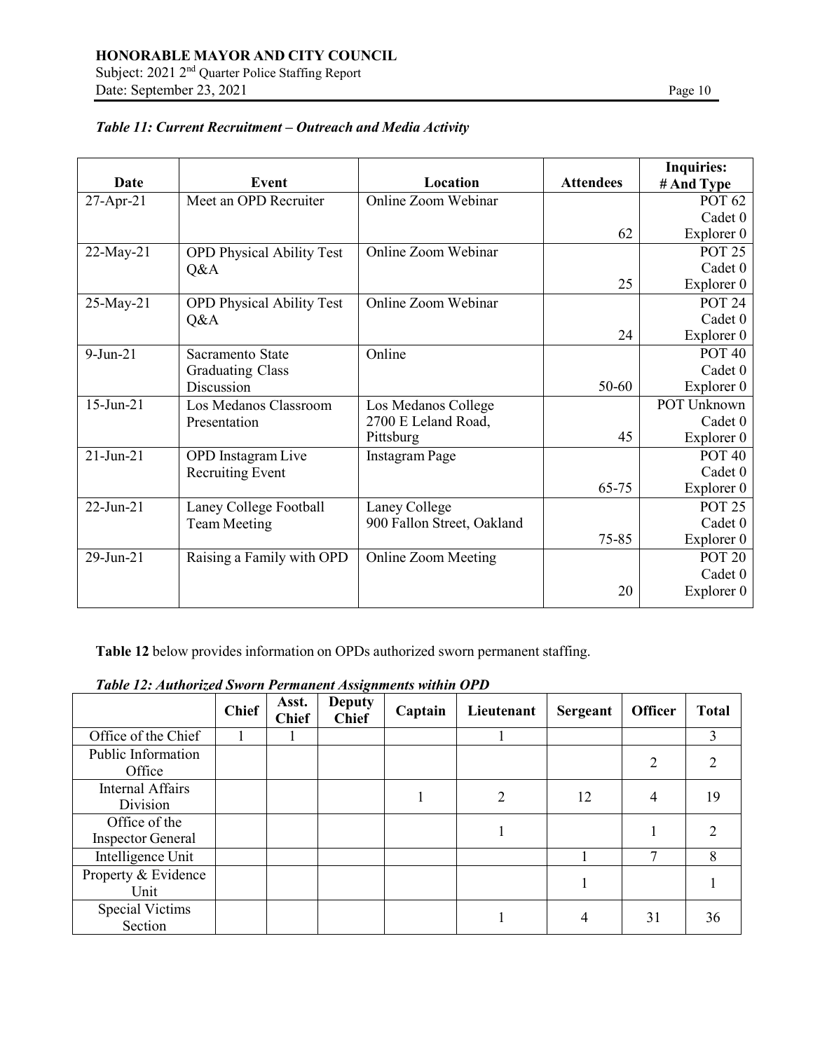*Table 11: Current Recruitment – Outreach and Media Activity*

| Date | Event | Location | Attendees | Inquiries: # And Type |
|---|---|---|---|---|
| 27-Apr-21 | Meet an OPD Recruiter | Online Zoom Webinar | 62 | POT 62<br>Cadet 0<br>Explorer 0 |
| 22-May-21 | OPD Physical Ability Test Q&A | Online Zoom Webinar | 25 | POT 25<br>Cadet 0<br>Explorer 0 |
| 25-May-21 | OPD Physical Ability Test Q&A | Online Zoom Webinar | 24 | POT 24<br>Cadet 0<br>Explorer 0 |
| 9-Jun-21 | Sacramento State Graduating Class Discussion | Online | 50-60 | POT 40<br>Cadet 0<br>Explorer 0 |
| 15-Jun-21 | Los Medanos Classroom Presentation | Los Medanos College<br>2700 E Leland Road, Pittsburg | 45 | POT Unknown<br>Cadet 0<br>Explorer 0 |
| 21-Jun-21 | OPD Instagram Live Recruiting Event | Instagram Page | 65-75 | POT 40<br>Cadet 0<br>Explorer 0 |
| 22-Jun-21 | Laney College Football Team Meeting | Laney College<br>900 Fallon Street, Oakland | 75-85 | POT 25<br>Cadet 0<br>Explorer 0 |
| 29-Jun-21 | Raising a Family with OPD | Online Zoom Meeting | 20 | POT 20<br>Cadet 0<br>Explorer 0 |

**Table 12** below provides information on OPDs authorized sworn permanent staffing.

*Table 12: Authorized Sworn Permanent Assignments within OPD*

| | Chief | Asst. Chief | Deputy Chief | Captain | Lieutenant | Sergeant | Officer | Total |
|---|---|---|---|---|---|---|---|---|
| Office of the Chief | 1 | 1 | | | 1 | | | 3 |
| Public Information Office | | | | | | | 2 | 2 |
| Internal Affairs Division | | | | 1 | 2 | 12 | 4 | 19 |
| Office of the Inspector General | | | | | 1 | | 1 | 2 |
| Intelligence Unit | | | | | | 1 | 7 | 8 |
| Property & Evidence Unit | | | | | | 1 | | 1 |
| Special Victims Section | | | | | 1 | 4 | 31 | 36 |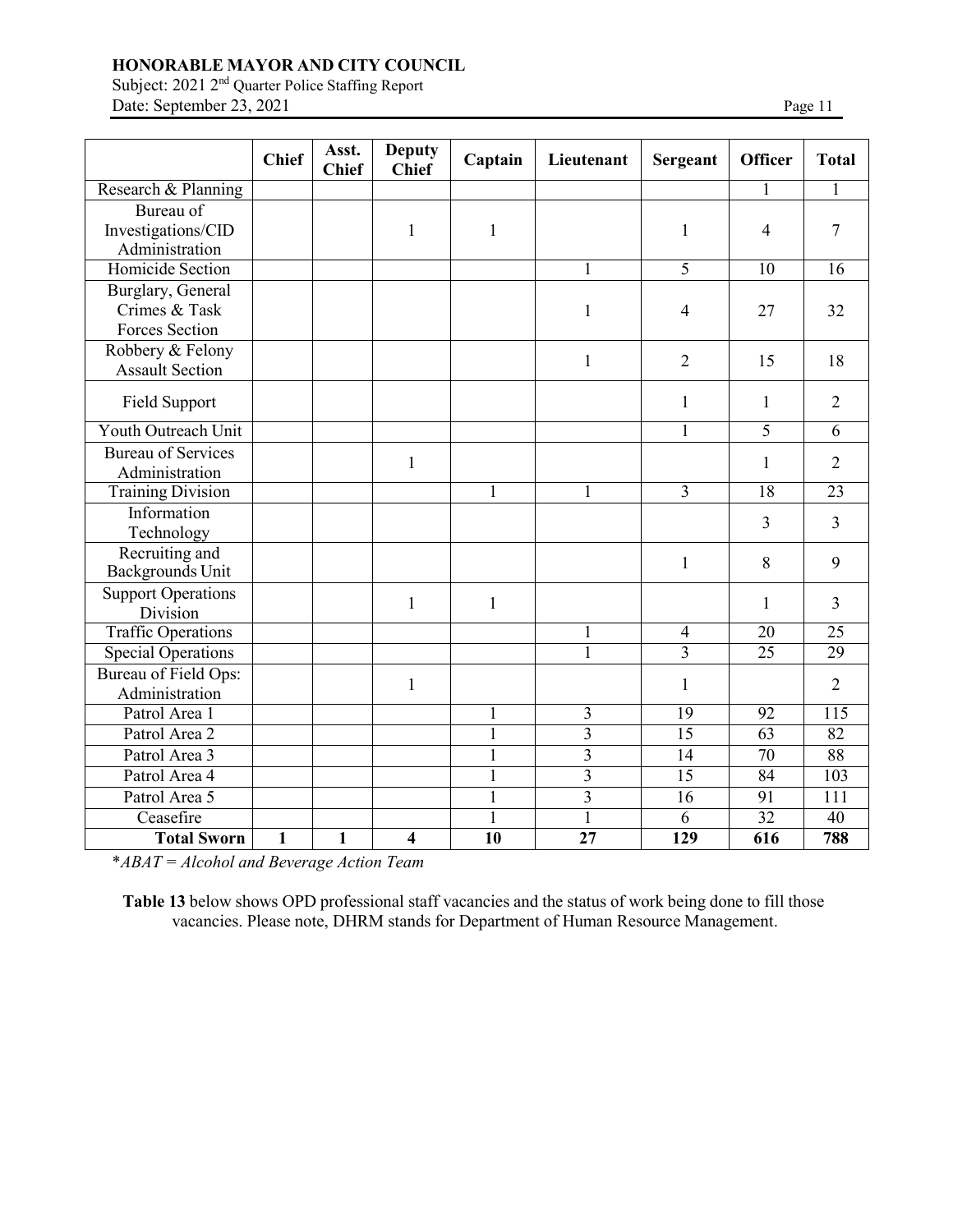| | Chief | Asst. Chief | Deputy Chief | Captain | Lieutenant | Sergeant | Officer | Total |
|---|---|---|---|---|---|---|---|---|
| Research & Planning | | | | | | | 1 | 1 |
| Bureau of Investigations/CID Administration | | | 1 | 1 | | 1 | 4 | 7 |
| Homicide Section | | | | | 1 | 5 | 10 | 16 |
| Burglary, General Crimes & Task Forces Section | | | | | 1 | 4 | 27 | 32 |
| Robbery & Felony Assault Section | | | | | 1 | 2 | 15 | 18 |
| Field Support | | | | | | 1 | 1 | 2 |
| Youth Outreach Unit | | | | | | 1 | 5 | 6 |
| Bureau of Services Administration | | | 1 | | | | 1 | 2 |
| Training Division | | | | 1 | 1 | 3 | 18 | 23 |
| Information Technology | | | | | | | 3 | 3 |
| Recruiting and Backgrounds Unit | | | | | | 1 | 8 | 9 |
| Support Operations Division | | | 1 | 1 | | | 1 | 3 |
| Traffic Operations | | | | | 1 | 4 | 20 | 25 |
| Special Operations | | | | | 1 | 3 | 25 | 29 |
| Bureau of Field Ops: Administration | | | 1 | | | 1 | | 2 |
| Patrol Area 1 | | | | 1 | 3 | 19 | 92 | 115 |
| Patrol Area 2 | | | | 1 | 3 | 15 | 63 | 82 |
| Patrol Area 3 | | | | 1 | 3 | 14 | 70 | 88 |
| Patrol Area 4 | | | | 1 | 3 | 15 | 84 | 103 |
| Patrol Area 5 | | | | 1 | 3 | 16 | 91 | 111 |
| Ceasefire | | | | 1 | 1 | 6 | 32 | 40 |
| **Total Sworn** | **1** | **1** | **4** | **10** | **27** | **129** | **616** | **788** |

*\*ABAT = Alcohol and Beverage Action Team*

**Table 13** below shows OPD professional staff vacancies and the status of work being done to fill those vacancies. Please note, DHRM stands for Department of Human Resource Management.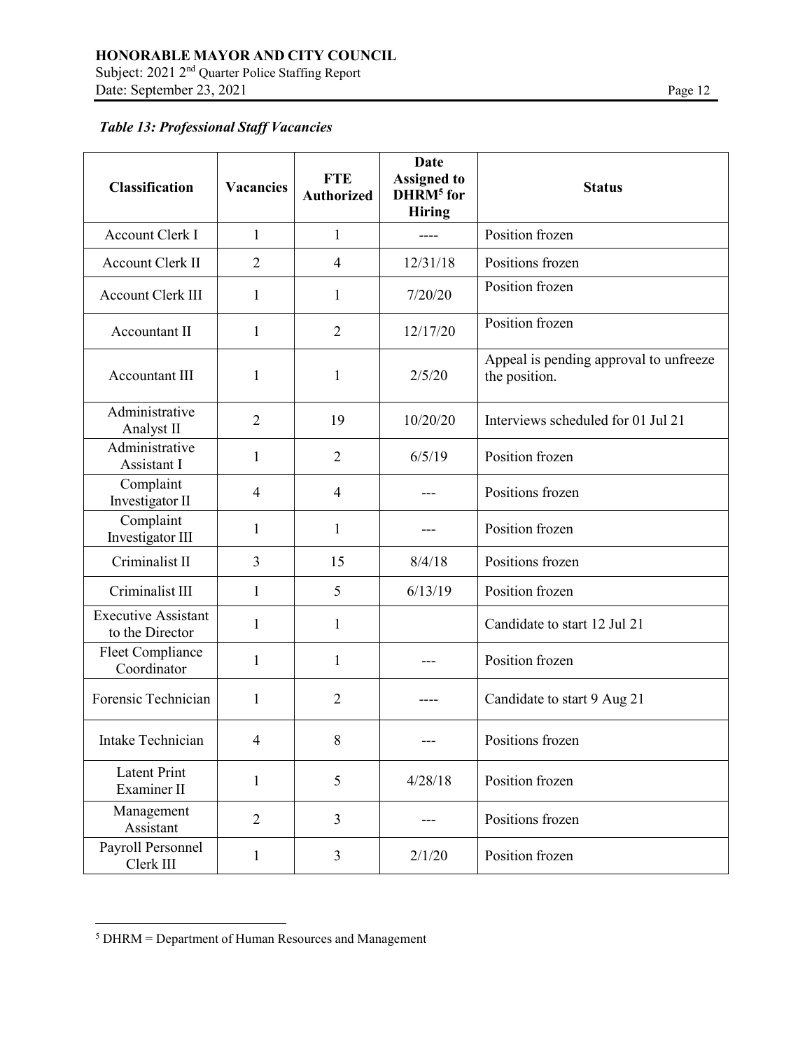*Table 13: Professional Staff Vacancies*

| Classification | Vacancies | FTE Authorized | Date Assigned to DHRM[5] for Hiring | Status |
|---|---|---|---|---|
| Account Clerk I | 1 | 1 | ---- | Position frozen |
| Account Clerk II | 2 | 4 | 12/31/18 | Positions frozen |
| Account Clerk III | 1 | 1 | 7/20/20 | Position frozen |
| Accountant II | 1 | 2 | 12/17/20 | Position frozen |
| Accountant III | 1 | 1 | 2/5/20 | Appeal is pending approval to unfreeze the position. |
| Administrative Analyst II | 2 | 19 | 10/20/20 | Interviews scheduled for 01 Jul 21 |
| Administrative Assistant I | 1 | 2 | 6/5/19 | Position frozen |
| Complaint Investigator II | 4 | 4 | --- | Positions frozen |
| Complaint Investigator III | 1 | 1 | --- | Position frozen |
| Criminalist II | 3 | 15 | 8/4/18 | Positions frozen |
| Criminalist III | 1 | 5 | 6/13/19 | Position frozen |
| Executive Assistant to the Director | 1 | 1 | | Candidate to start 12 Jul 21 |
| Fleet Compliance Coordinator | 1 | 1 | --- | Position frozen |
| Forensic Technician | 1 | 2 | ---- | Candidate to start 9 Aug 21 |
| Intake Technician | 4 | 8 | --- | Positions frozen |
| Latent Print Examiner II | 1 | 5 | 4/28/18 | Position frozen |
| Management Assistant | 2 | 3 | --- | Positions frozen |
| Payroll Personnel Clerk III | 1 | 3 | 2/1/20 | Position frozen |

[5] DHRM = Department of Human Resources and Management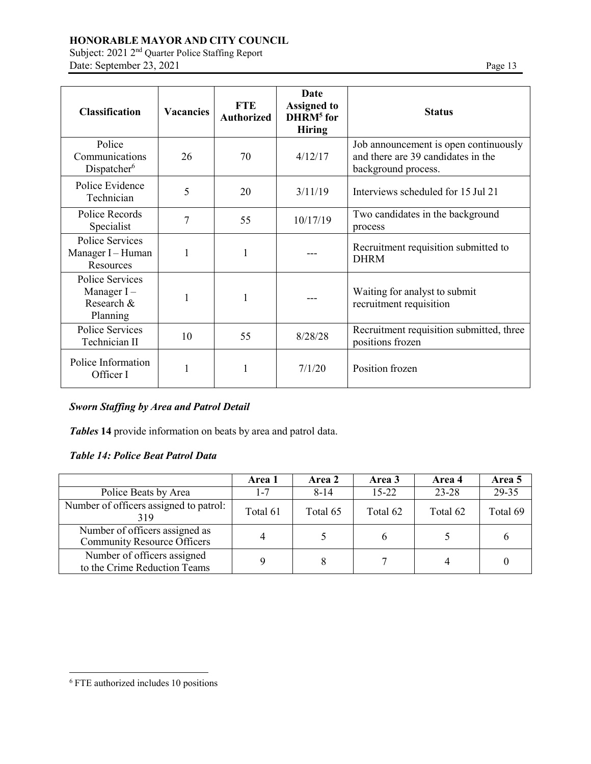| Classification | Vacancies | FTE Authorized | Date Assigned to DHRM[5] for Hiring | Status |
|---|---|---|---|---|
| Police Communications Dispatcher[6] | 26 | 70 | 4/12/17 | Job announcement is open continuously and there are 39 candidates in the background process. |
| Police Evidence Technician | 5 | 20 | 3/11/19 | Interviews scheduled for 15 Jul 21 |
| Police Records Specialist | 7 | 55 | 10/17/19 | Two candidates in the background process |
| Police Services Manager I – Human Resources | 1 | 1 | --- | Recruitment requisition submitted to DHRM |
| Police Services Manager I – Research & Planning | 1 | 1 | --- | Waiting for analyst to submit recruitment requisition |
| Police Services Technician II | 10 | 55 | 8/28/28 | Recruitment requisition submitted, three positions frozen |
| Police Information Officer I | 1 | 1 | 7/1/20 | Position frozen |

***Sworn Staffing by Area and Patrol Detail***

***Tables* 14** provide information on beats by area and patrol data.

***Table 14: Police Beat Patrol Data***

| | Area 1 | Area 2 | Area 3 | Area 4 | Area 5 |
|---|---|---|---|---|---|
| Police Beats by Area | 1-7 | 8-14 | 15-22 | 23-28 | 29-35 |
| Number of officers assigned to patrol: 319 | Total 61 | Total 65 | Total 62 | Total 62 | Total 69 |
| Number of officers assigned as Community Resource Officers | 4 | 5 | 6 | 5 | 6 |
| Number of officers assigned to the Crime Reduction Teams | 9 | 8 | 7 | 4 | 0 |

[6] FTE authorized includes 10 positions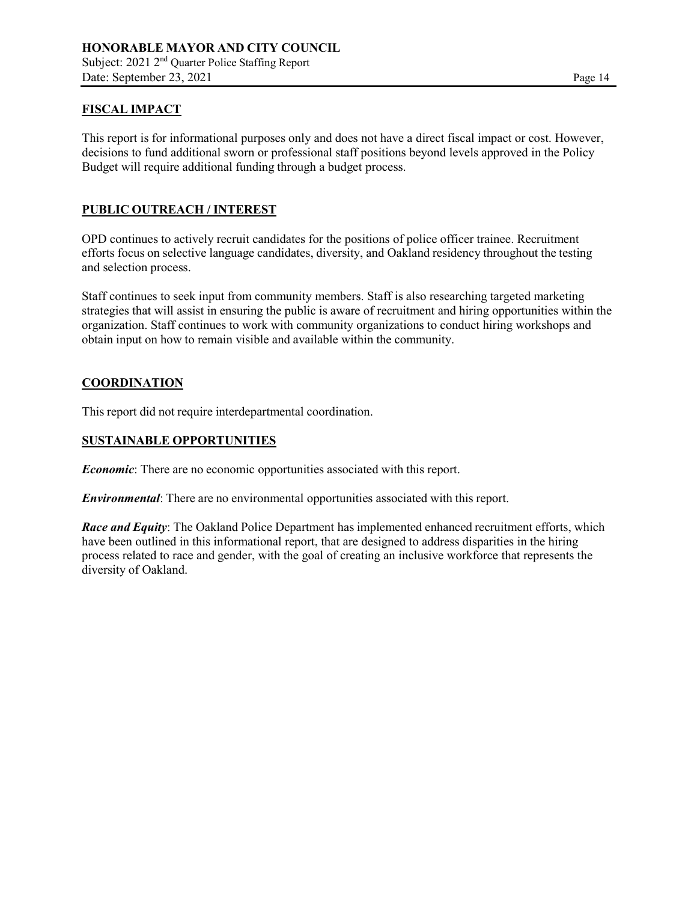## FISCAL IMPACT

This report is for informational purposes only and does not have a direct fiscal impact or cost. However, decisions to fund additional sworn or professional staff positions beyond levels approved in the Policy Budget will require additional funding through a budget process.

## PUBLIC OUTREACH / INTEREST

OPD continues to actively recruit candidates for the positions of police officer trainee. Recruitment efforts focus on selective language candidates, diversity, and Oakland residency throughout the testing and selection process.

Staff continues to seek input from community members. Staff is also researching targeted marketing strategies that will assist in ensuring the public is aware of recruitment and hiring opportunities within the organization. Staff continues to work with community organizations to conduct hiring workshops and obtain input on how to remain visible and available within the community.

## COORDINATION

This report did not require interdepartmental coordination.

## SUSTAINABLE OPPORTUNITIES

***Economic***: There are no economic opportunities associated with this report.

***Environmental***: There are no environmental opportunities associated with this report.

***Race and Equity***: The Oakland Police Department has implemented enhanced recruitment efforts, which have been outlined in this informational report, that are designed to address disparities in the hiring process related to race and gender, with the goal of creating an inclusive workforce that represents the diversity of Oakland.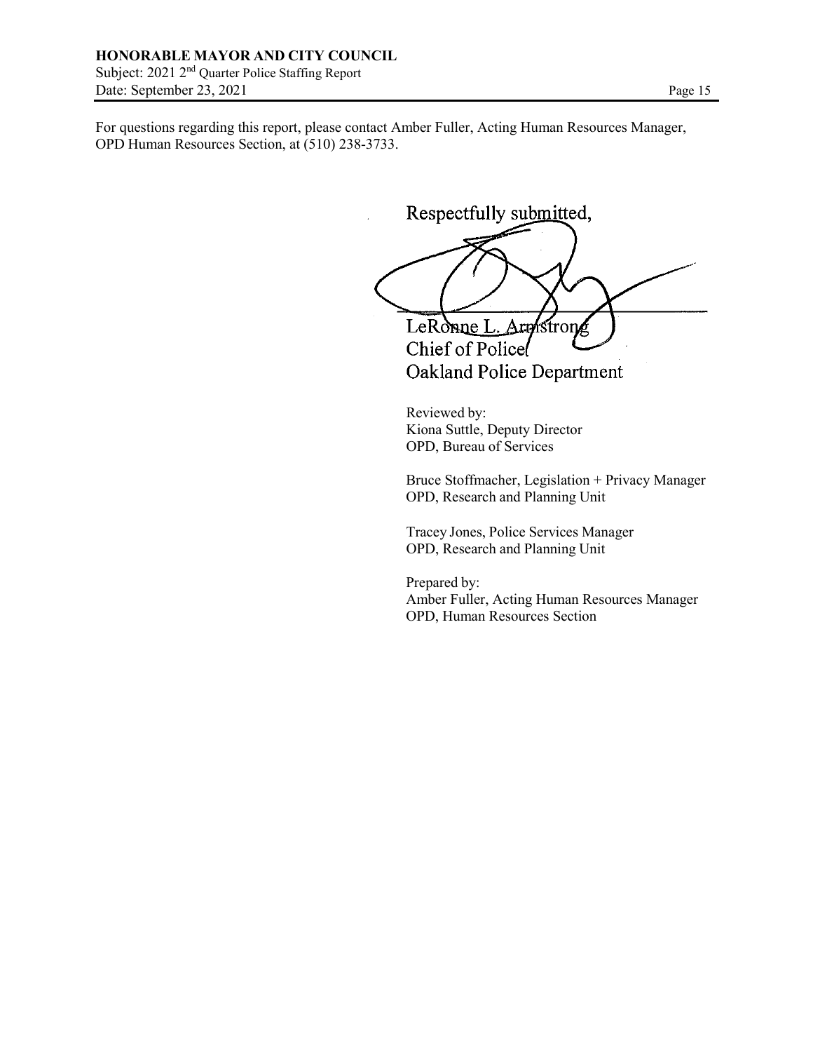For questions regarding this report, please contact Amber Fuller, Acting Human Resources Manager, OPD Human Resources Section, at (510) 238-3733.

Respectfully submitted,

LeRonne L. Armstrong
Chief of Police
Oakland Police Department

Reviewed by:
Kiona Suttle, Deputy Director
OPD, Bureau of Services

Bruce Stoffmacher, Legislation + Privacy Manager
OPD, Research and Planning Unit

Tracey Jones, Police Services Manager
OPD, Research and Planning Unit

Prepared by:
Amber Fuller, Acting Human Resources Manager
OPD, Human Resources Section